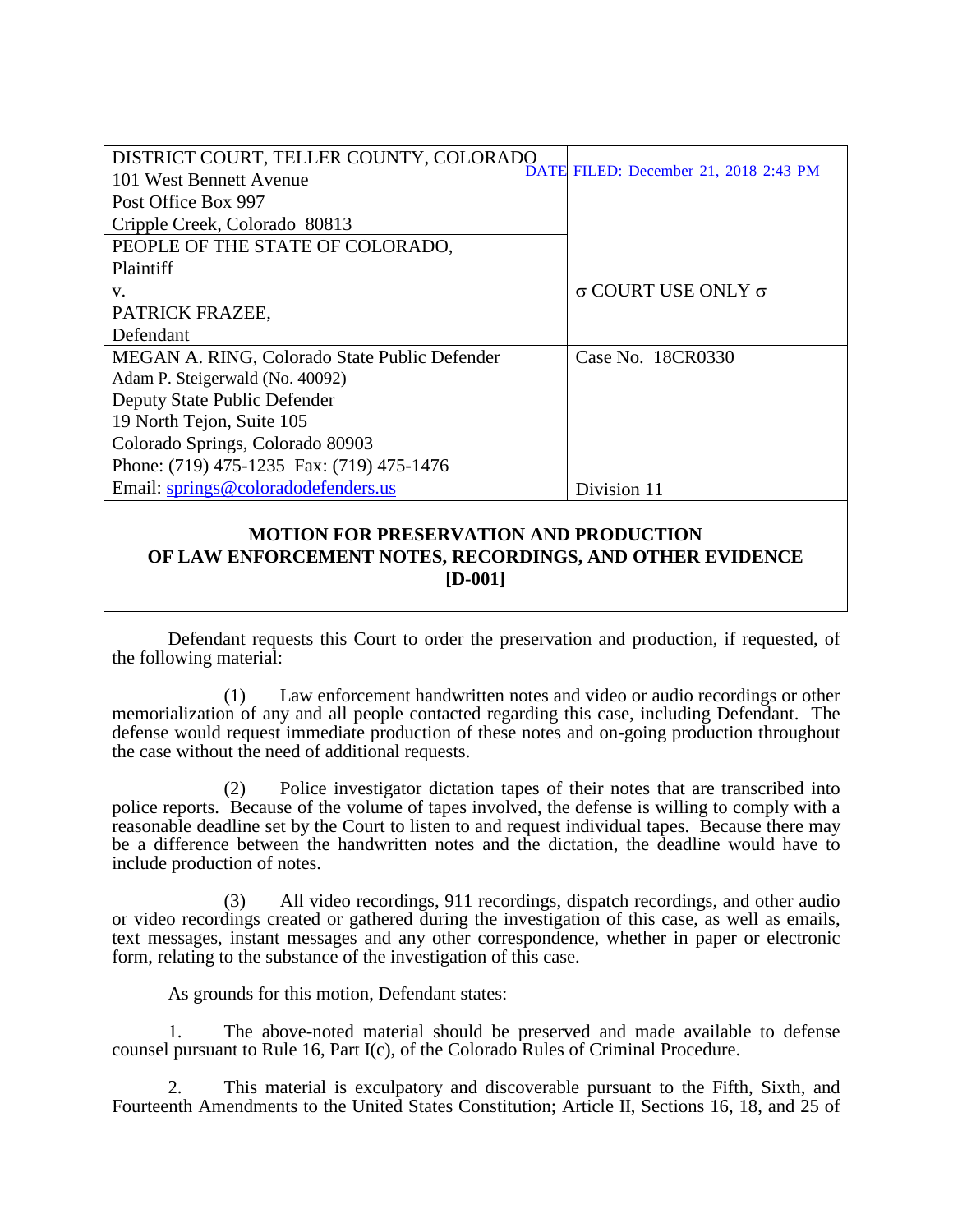| DISTRICT COURT, TELLER COUNTY, COLORADO<br>101 West Bennett Avenue<br>Post Office Box 997<br>Cripple Creek, Colorado 80813 | DATE FILED: December 21, 2018 2:43 PM |
|---|---|
| PEOPLE OF THE STATE OF COLORADO,<br>Plaintiff<br>v.<br>PATRICK FRAZEE,<br>Defendant | σ COURT USE ONLY σ |
| MEGAN A. RING, Colorado State Public Defender<br>Adam P. Steigerwald (No. 40092)<br>Deputy State Public Defender<br>19 North Tejon, Suite 105<br>Colorado Springs, Colorado 80903<br>Phone: (719) 475-1235 Fax: (719) 475-1476<br>Email: springs@coloradodefenders.us | Case No. 18CR0330<br><br><br><br><br><br>Division 11 |

**MOTION FOR PRESERVATION AND PRODUCTION OF LAW ENFORCEMENT NOTES, RECORDINGS, AND OTHER EVIDENCE [D-001]**

Defendant requests this Court to order the preservation and production, if requested, of the following material:

(1) Law enforcement handwritten notes and video or audio recordings or other memorialization of any and all people contacted regarding this case, including Defendant. The defense would request immediate production of these notes and on-going production throughout the case without the need of additional requests.

(2) Police investigator dictation tapes of their notes that are transcribed into police reports. Because of the volume of tapes involved, the defense is willing to comply with a reasonable deadline set by the Court to listen to and request individual tapes. Because there may be a difference between the handwritten notes and the dictation, the deadline would have to include production of notes.

(3) All video recordings, 911 recordings, dispatch recordings, and other audio or video recordings created or gathered during the investigation of this case, as well as emails, text messages, instant messages and any other correspondence, whether in paper or electronic form, relating to the substance of the investigation of this case.

As grounds for this motion, Defendant states:

1. The above-noted material should be preserved and made available to defense counsel pursuant to Rule 16, Part I(c), of the Colorado Rules of Criminal Procedure.

2. This material is exculpatory and discoverable pursuant to the Fifth, Sixth, and Fourteenth Amendments to the United States Constitution; Article II, Sections 16, 18, and 25 of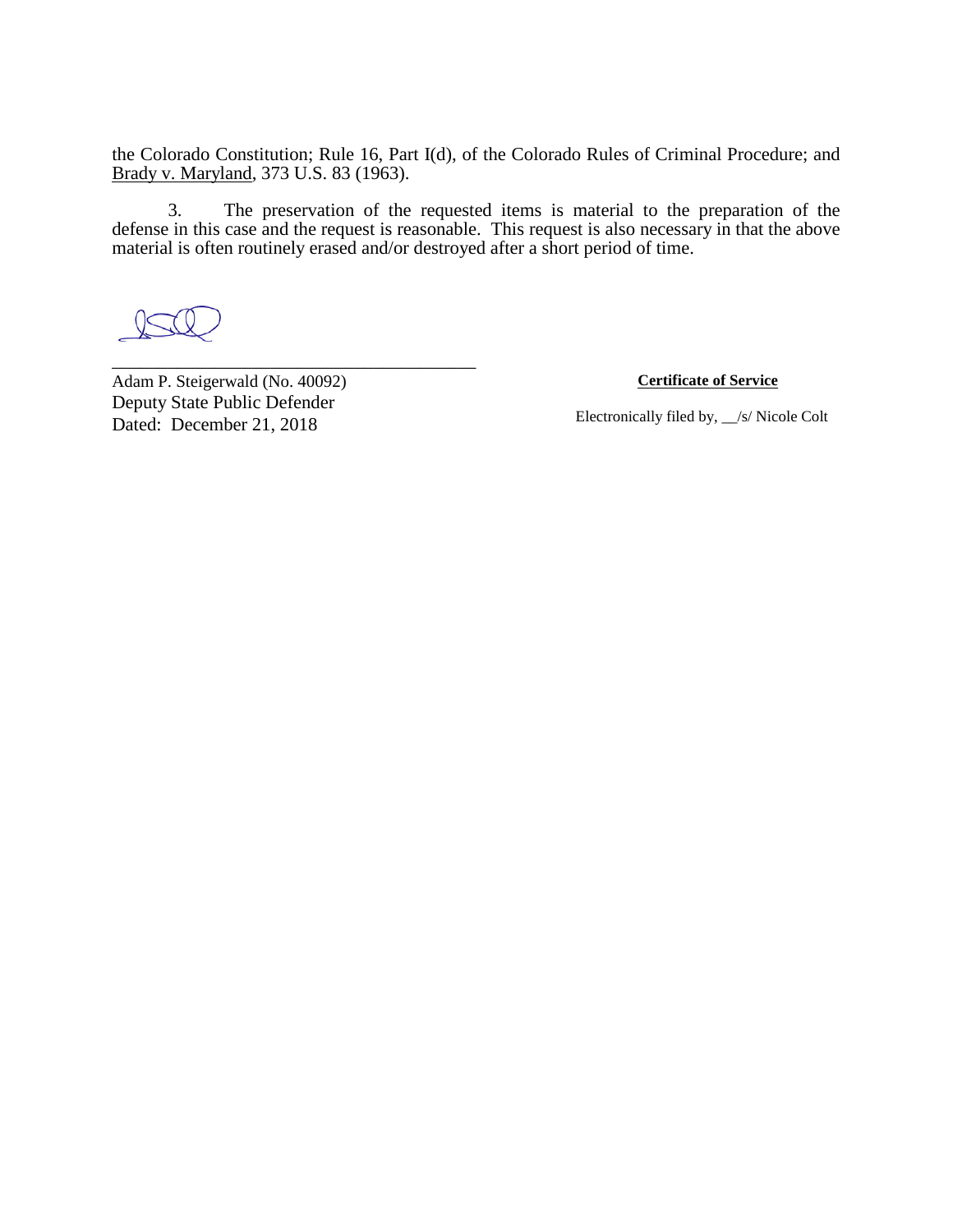the Colorado Constitution; Rule 16, Part I(d), of the Colorado Rules of Criminal Procedure; and Brady v. Maryland, 373 U.S. 83 (1963).

3. The preservation of the requested items is material to the preparation of the defense in this case and the request is reasonable. This request is also necessary in that the above material is often routinely erased and/or destroyed after a short period of time.

\_\_\_\_\_\_\_\_\_\_\_\_\_\_\_\_\_\_\_\_\_\_\_\_\_\_\_\_\_\_\_\_\_\_\_\_\_\_\_\_\_\_

Adam P. Steigerwald (No. 40092)
Deputy State Public Defender
Dated: December 21, 2018

**Certificate of Service**

Electronically filed by, __/s/ Nicole Colt